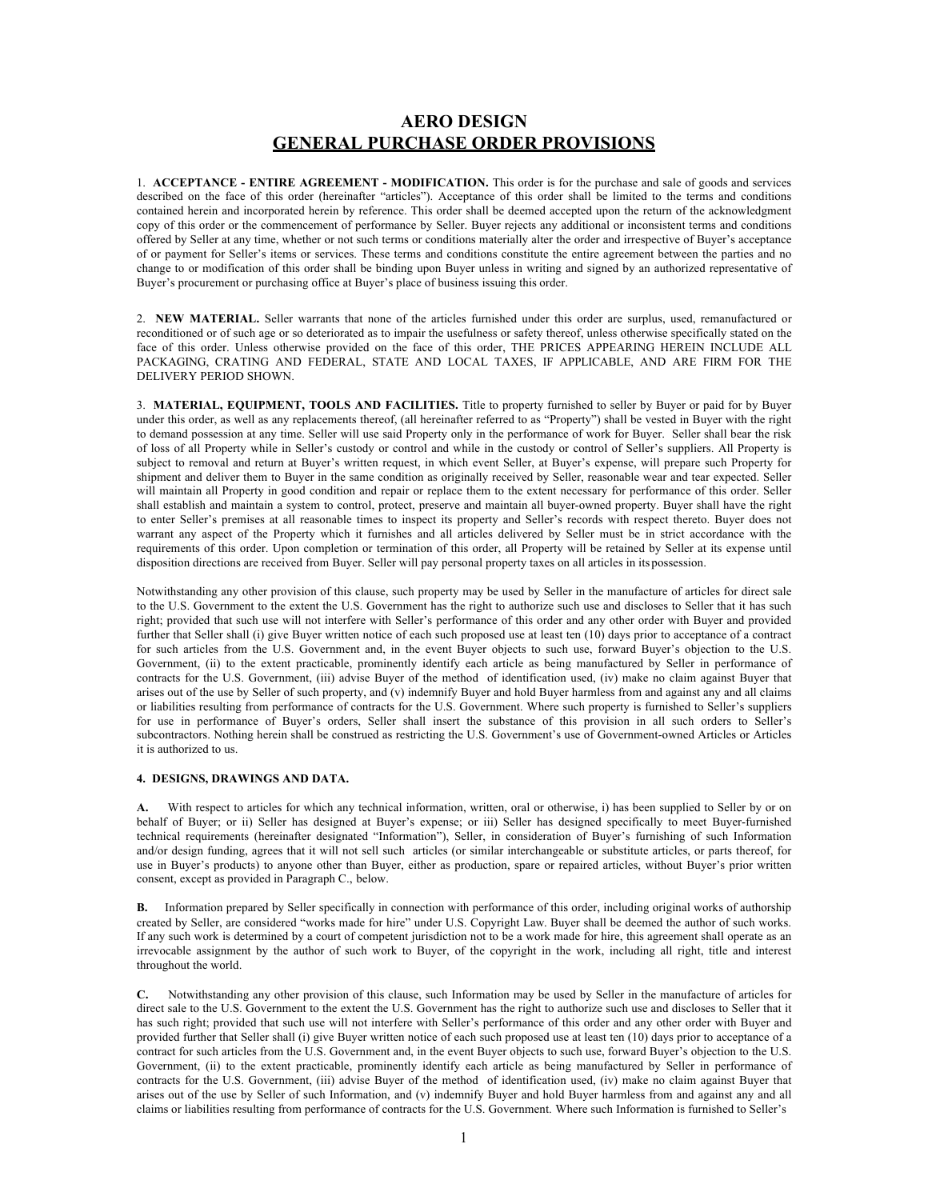# AERO DESIGN

## GENERAL PURCHASE ORDER PROVISIONS

1. **ACCEPTANCE - ENTIRE AGREEMENT - MODIFICATION.** This order is for the purchase and sale of goods and services described on the face of this order (hereinafter "articles"). Acceptance of this order shall be limited to the terms and conditions contained herein and incorporated herein by reference. This order shall be deemed accepted upon the return of the acknowledgment copy of this order or the commencement of performance by Seller. Buyer rejects any additional or inconsistent terms and conditions offered by Seller at any time, whether or not such terms or conditions materially alter the order and irrespective of Buyer's acceptance of or payment for Seller's items or services. These terms and conditions constitute the entire agreement between the parties and no change to or modification of this order shall be binding upon Buyer unless in writing and signed by an authorized representative of Buyer's procurement or purchasing office at Buyer's place of business issuing this order.

2. **NEW MATERIAL.** Seller warrants that none of the articles furnished under this order are surplus, used, remanufactured or reconditioned or of such age or so deteriorated as to impair the usefulness or safety thereof, unless otherwise specifically stated on the face of this order. Unless otherwise provided on the face of this order, THE PRICES APPEARING HEREIN INCLUDE ALL PACKAGING, CRATING AND FEDERAL, STATE AND LOCAL TAXES, IF APPLICABLE, AND ARE FIRM FOR THE DELIVERY PERIOD SHOWN.

3. **MATERIAL, EQUIPMENT, TOOLS AND FACILITIES.** Title to property furnished to seller by Buyer or paid for by Buyer under this order, as well as any replacements thereof, (all hereinafter referred to as "Property") shall be vested in Buyer with the right to demand possession at any time. Seller will use said Property only in the performance of work for Buyer. Seller shall bear the risk of loss of all Property while in Seller's custody or control and while in the custody or control of Seller's suppliers. All Property is subject to removal and return at Buyer's written request, in which event Seller, at Buyer's expense, will prepare such Property for shipment and deliver them to Buyer in the same condition as originally received by Seller, reasonable wear and tear expected. Seller will maintain all Property in good condition and repair or replace them to the extent necessary for performance of this order. Seller shall establish and maintain a system to control, protect, preserve and maintain all buyer-owned property. Buyer shall have the right to enter Seller's premises at all reasonable times to inspect its property and Seller's records with respect thereto. Buyer does not warrant any aspect of the Property which it furnishes and all articles delivered by Seller must be in strict accordance with the requirements of this order. Upon completion or termination of this order, all Property will be retained by Seller at its expense until disposition directions are received from Buyer. Seller will pay personal property taxes on all articles in its possession.

Notwithstanding any other provision of this clause, such property may be used by Seller in the manufacture of articles for direct sale to the U.S. Government to the extent the U.S. Government has the right to authorize such use and discloses to Seller that it has such right; provided that such use will not interfere with Seller's performance of this order and any other order with Buyer and provided further that Seller shall (i) give Buyer written notice of each such proposed use at least ten (10) days prior to acceptance of a contract for such articles from the U.S. Government and, in the event Buyer objects to such use, forward Buyer's objection to the U.S. Government, (ii) to the extent practicable, prominently identify each article as being manufactured by Seller in performance of contracts for the U.S. Government, (iii) advise Buyer of the method of identification used, (iv) make no claim against Buyer that arises out of the use by Seller of such property, and (v) indemnify Buyer and hold Buyer harmless from and against any and all claims or liabilities resulting from performance of contracts for the U.S. Government. Where such property is furnished to Seller's suppliers for use in performance of Buyer's orders, Seller shall insert the substance of this provision in all such orders to Seller's subcontractors. Nothing herein shall be construed as restricting the U.S. Government's use of Government-owned Articles or Articles it is authorized to us.

**4. DESIGNS, DRAWINGS AND DATA.**

**A.** With respect to articles for which any technical information, written, oral or otherwise, i) has been supplied to Seller by or on behalf of Buyer; or ii) Seller has designed at Buyer's expense; or iii) Seller has designed specifically to meet Buyer-furnished technical requirements (hereinafter designated "Information"), Seller, in consideration of Buyer's furnishing of such Information and/or design funding, agrees that it will not sell such articles (or similar interchangeable or substitute articles, or parts thereof, for use in Buyer's products) to anyone other than Buyer, either as production, spare or repaired articles, without Buyer's prior written consent, except as provided in Paragraph C., below.

**B.** Information prepared by Seller specifically in connection with performance of this order, including original works of authorship created by Seller, are considered "works made for hire" under U.S. Copyright Law. Buyer shall be deemed the author of such works. If any such work is determined by a court of competent jurisdiction not to be a work made for hire, this agreement shall operate as an irrevocable assignment by the author of such work to Buyer, of the copyright in the work, including all right, title and interest throughout the world.

**C.** Notwithstanding any other provision of this clause, such Information may be used by Seller in the manufacture of articles for direct sale to the U.S. Government to the extent the U.S. Government has the right to authorize such use and discloses to Seller that it has such right; provided that such use will not interfere with Seller's performance of this order and any other order with Buyer and provided further that Seller shall (i) give Buyer written notice of each such proposed use at least ten (10) days prior to acceptance of a contract for such articles from the U.S. Government and, in the event Buyer objects to such use, forward Buyer's objection to the U.S. Government, (ii) to the extent practicable, prominently identify each article as being manufactured by Seller in performance of contracts for the U.S. Government, (iii) advise Buyer of the method of identification used, (iv) make no claim against Buyer that arises out of the use by Seller of such Information, and (v) indemnify Buyer and hold Buyer harmless from and against any and all claims or liabilities resulting from performance of contracts for the U.S. Government. Where such Information is furnished to Seller's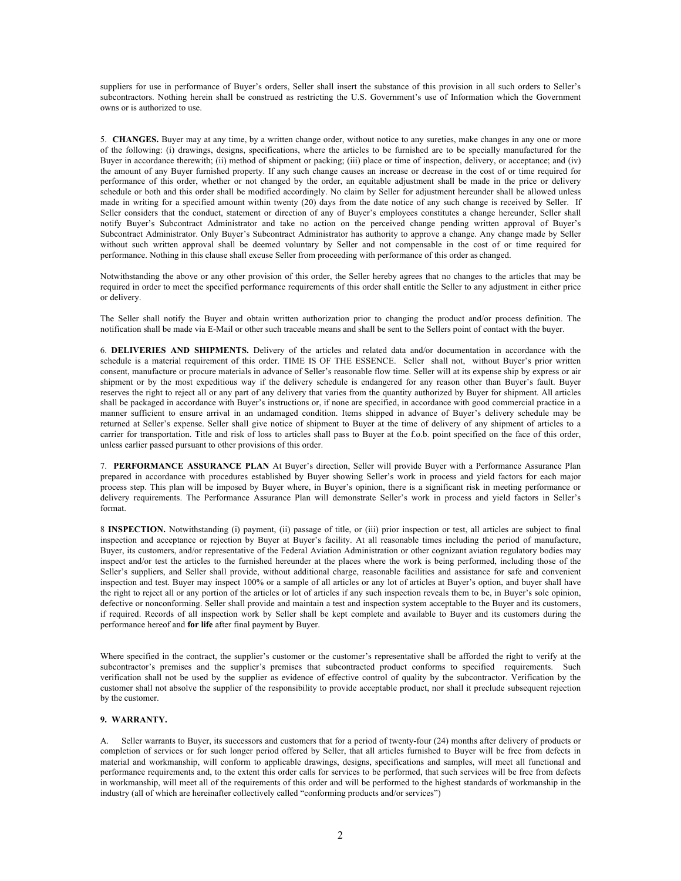suppliers for use in performance of Buyer's orders, Seller shall insert the substance of this provision in all such orders to Seller's subcontractors. Nothing herein shall be construed as restricting the U.S. Government's use of Information which the Government owns or is authorized to use.

5. **CHANGES.** Buyer may at any time, by a written change order, without notice to any sureties, make changes in any one or more of the following: (i) drawings, designs, specifications, where the articles to be furnished are to be specially manufactured for the Buyer in accordance therewith; (ii) method of shipment or packing; (iii) place or time of inspection, delivery, or acceptance; and (iv) the amount of any Buyer furnished property. If any such change causes an increase or decrease in the cost of or time required for performance of this order, whether or not changed by the order, an equitable adjustment shall be made in the price or delivery schedule or both and this order shall be modified accordingly. No claim by Seller for adjustment hereunder shall be allowed unless made in writing for a specified amount within twenty (20) days from the date notice of any such change is received by Seller. If Seller considers that the conduct, statement or direction of any of Buyer's employees constitutes a change hereunder, Seller shall notify Buyer's Subcontract Administrator and take no action on the perceived change pending written approval of Buyer's Subcontract Administrator. Only Buyer's Subcontract Administrator has authority to approve a change. Any change made by Seller without such written approval shall be deemed voluntary by Seller and not compensable in the cost of or time required for performance. Nothing in this clause shall excuse Seller from proceeding with performance of this order as changed.

Notwithstanding the above or any other provision of this order, the Seller hereby agrees that no changes to the articles that may be required in order to meet the specified performance requirements of this order shall entitle the Seller to any adjustment in either price or delivery.

The Seller shall notify the Buyer and obtain written authorization prior to changing the product and/or process definition. The notification shall be made via E-Mail or other such traceable means and shall be sent to the Sellers point of contact with the buyer.

6. **DELIVERIES AND SHIPMENTS.** Delivery of the articles and related data and/or documentation in accordance with the schedule is a material requirement of this order. TIME IS OF THE ESSENCE. Seller shall not, without Buyer's prior written consent, manufacture or procure materials in advance of Seller's reasonable flow time. Seller will at its expense ship by express or air shipment or by the most expeditious way if the delivery schedule is endangered for any reason other than Buyer's fault. Buyer reserves the right to reject all or any part of any delivery that varies from the quantity authorized by Buyer for shipment. All articles shall be packaged in accordance with Buyer's instructions or, if none are specified, in accordance with good commercial practice in a manner sufficient to ensure arrival in an undamaged condition. Items shipped in advance of Buyer's delivery schedule may be returned at Seller's expense. Seller shall give notice of shipment to Buyer at the time of delivery of any shipment of articles to a carrier for transportation. Title and risk of loss to articles shall pass to Buyer at the f.o.b. point specified on the face of this order, unless earlier passed pursuant to other provisions of this order.

7. **PERFORMANCE ASSURANCE PLAN** At Buyer's direction, Seller will provide Buyer with a Performance Assurance Plan prepared in accordance with procedures established by Buyer showing Seller's work in process and yield factors for each major process step. This plan will be imposed by Buyer where, in Buyer's opinion, there is a significant risk in meeting performance or delivery requirements. The Performance Assurance Plan will demonstrate Seller's work in process and yield factors in Seller's format.

8 **INSPECTION.** Notwithstanding (i) payment, (ii) passage of title, or (iii) prior inspection or test, all articles are subject to final inspection and acceptance or rejection by Buyer at Buyer's facility. At all reasonable times including the period of manufacture, Buyer, its customers, and/or representative of the Federal Aviation Administration or other cognizant aviation regulatory bodies may inspect and/or test the articles to the furnished hereunder at the places where the work is being performed, including those of the Seller's suppliers, and Seller shall provide, without additional charge, reasonable facilities and assistance for safe and convenient inspection and test. Buyer may inspect 100% or a sample of all articles or any lot of articles at Buyer's option, and buyer shall have the right to reject all or any portion of the articles or lot of articles if any such inspection reveals them to be, in Buyer's sole opinion, defective or nonconforming. Seller shall provide and maintain a test and inspection system acceptable to the Buyer and its customers, if required. Records of all inspection work by Seller shall be kept complete and available to Buyer and its customers during the performance hereof and **for life** after final payment by Buyer.

Where specified in the contract, the supplier's customer or the customer's representative shall be afforded the right to verify at the subcontractor's premises and the supplier's premises that subcontracted product conforms to specified requirements. Such verification shall not be used by the supplier as evidence of effective control of quality by the subcontractor. Verification by the customer shall not absolve the supplier of the responsibility to provide acceptable product, nor shall it preclude subsequent rejection by the customer.

**9. WARRANTY.**

A. Seller warrants to Buyer, its successors and customers that for a period of twenty-four (24) months after delivery of products or completion of services or for such longer period offered by Seller, that all articles furnished to Buyer will be free from defects in material and workmanship, will conform to applicable drawings, designs, specifications and samples, will meet all functional and performance requirements and, to the extent this order calls for services to be performed, that such services will be free from defects in workmanship, will meet all of the requirements of this order and will be performed to the highest standards of workmanship in the industry (all of which are hereinafter collectively called "conforming products and/or services")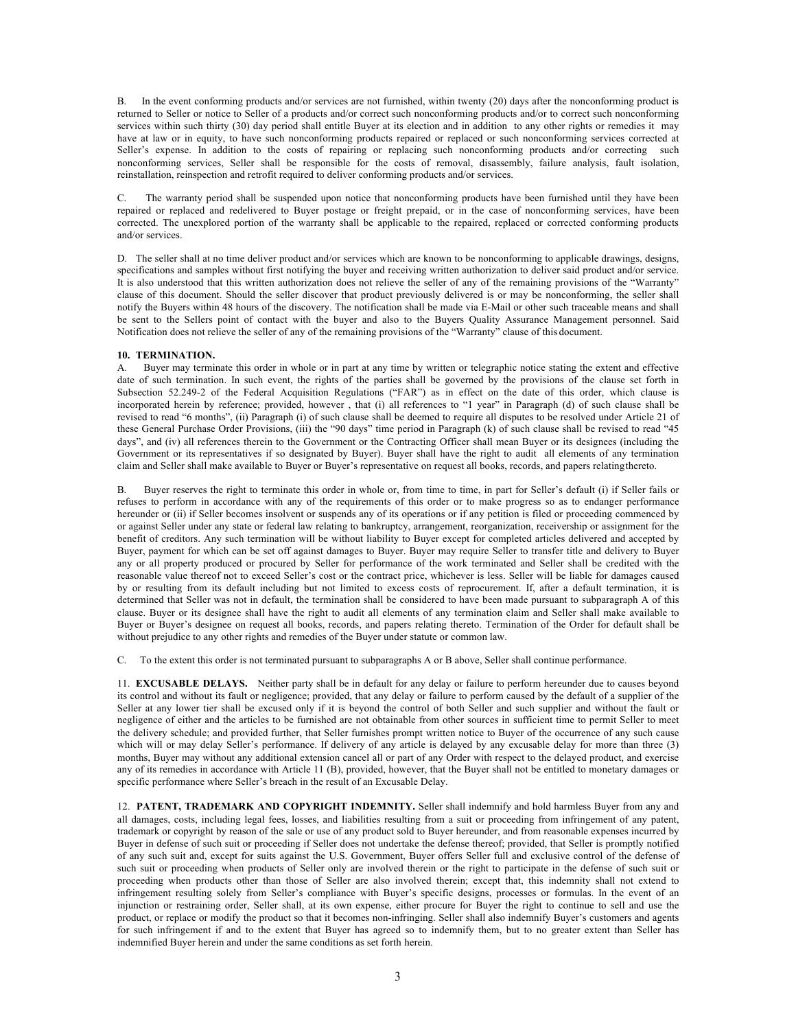B. In the event conforming products and/or services are not furnished, within twenty (20) days after the nonconforming product is returned to Seller or notice to Seller of a products and/or correct such nonconforming products and/or to correct such nonconforming services within such thirty (30) day period shall entitle Buyer at its election and in addition to any other rights or remedies it may have at law or in equity, to have such nonconforming products repaired or replaced or such nonconforming services corrected at Seller's expense. In addition to the costs of repairing or replacing such nonconforming products and/or correcting such nonconforming services, Seller shall be responsible for the costs of removal, disassembly, failure analysis, fault isolation, reinstallation, reinspection and retrofit required to deliver conforming products and/or services.

C. The warranty period shall be suspended upon notice that nonconforming products have been furnished until they have been repaired or replaced and redelivered to Buyer postage or freight prepaid, or in the case of nonconforming services, have been corrected. The unexplored portion of the warranty shall be applicable to the repaired, replaced or corrected conforming products and/or services.

D. The seller shall at no time deliver product and/or services which are known to be nonconforming to applicable drawings, designs, specifications and samples without first notifying the buyer and receiving written authorization to deliver said product and/or service. It is also understood that this written authorization does not relieve the seller of any of the remaining provisions of the "Warranty" clause of this document. Should the seller discover that product previously delivered is or may be nonconforming, the seller shall notify the Buyers within 48 hours of the discovery. The notification shall be made via E-Mail or other such traceable means and shall be sent to the Sellers point of contact with the buyer and also to the Buyers Quality Assurance Management personnel. Said Notification does not relieve the seller of any of the remaining provisions of the "Warranty" clause of this document.

**10. TERMINATION.**

A. Buyer may terminate this order in whole or in part at any time by written or telegraphic notice stating the extent and effective date of such termination. In such event, the rights of the parties shall be governed by the provisions of the clause set forth in Subsection 52.249-2 of the Federal Acquisition Regulations ("FAR") as in effect on the date of this order, which clause is incorporated herein by reference; provided, however , that (i) all references to "1 year" in Paragraph (d) of such clause shall be revised to read "6 months", (ii) Paragraph (i) of such clause shall be deemed to require all disputes to be resolved under Article 21 of these General Purchase Order Provisions, (iii) the "90 days" time period in Paragraph (k) of such clause shall be revised to read "45 days", and (iv) all references therein to the Government or the Contracting Officer shall mean Buyer or its designees (including the Government or its representatives if so designated by Buyer). Buyer shall have the right to audit all elements of any termination claim and Seller shall make available to Buyer or Buyer's representative on request all books, records, and papers relating thereto.

B. Buyer reserves the right to terminate this order in whole or, from time to time, in part for Seller's default (i) if Seller fails or refuses to perform in accordance with any of the requirements of this order or to make progress so as to endanger performance hereunder or (ii) if Seller becomes insolvent or suspends any of its operations or if any petition is filed or proceeding commenced by or against Seller under any state or federal law relating to bankruptcy, arrangement, reorganization, receivership or assignment for the benefit of creditors. Any such termination will be without liability to Buyer except for completed articles delivered and accepted by Buyer, payment for which can be set off against damages to Buyer. Buyer may require Seller to transfer title and delivery to Buyer any or all property produced or procured by Seller for performance of the work terminated and Seller shall be credited with the reasonable value thereof not to exceed Seller's cost or the contract price, whichever is less. Seller will be liable for damages caused by or resulting from its default including but not limited to excess costs of reprocurement. If, after a default termination, it is determined that Seller was not in default, the termination shall be considered to have been made pursuant to subparagraph A of this clause. Buyer or its designee shall have the right to audit all elements of any termination claim and Seller shall make available to Buyer or Buyer's designee on request all books, records, and papers relating thereto. Termination of the Order for default shall be without prejudice to any other rights and remedies of the Buyer under statute or common law.

C. To the extent this order is not terminated pursuant to subparagraphs A or B above, Seller shall continue performance.

11. **EXCUSABLE DELAYS.** Neither party shall be in default for any delay or failure to perform hereunder due to causes beyond its control and without its fault or negligence; provided, that any delay or failure to perform caused by the default of a supplier of the Seller at any lower tier shall be excused only if it is beyond the control of both Seller and such supplier and without the fault or negligence of either and the articles to be furnished are not obtainable from other sources in sufficient time to permit Seller to meet the delivery schedule; and provided further, that Seller furnishes prompt written notice to Buyer of the occurrence of any such cause which will or may delay Seller's performance. If delivery of any article is delayed by any excusable delay for more than three (3) months, Buyer may without any additional extension cancel all or part of any Order with respect to the delayed product, and exercise any of its remedies in accordance with Article 11 (B), provided, however, that the Buyer shall not be entitled to monetary damages or specific performance where Seller's breach in the result of an Excusable Delay.

12. **PATENT, TRADEMARK AND COPYRIGHT INDEMNITY.** Seller shall indemnify and hold harmless Buyer from any and all damages, costs, including legal fees, losses, and liabilities resulting from a suit or proceeding from infringement of any patent, trademark or copyright by reason of the sale or use of any product sold to Buyer hereunder, and from reasonable expenses incurred by Buyer in defense of such suit or proceeding if Seller does not undertake the defense thereof; provided, that Seller is promptly notified of any such suit and, except for suits against the U.S. Government, Buyer offers Seller full and exclusive control of the defense of such suit or proceeding when products of Seller only are involved therein or the right to participate in the defense of such suit or proceeding when products other than those of Seller are also involved therein; except that, this indemnity shall not extend to infringement resulting solely from Seller's compliance with Buyer's specific designs, processes or formulas. In the event of an injunction or restraining order, Seller shall, at its own expense, either procure for Buyer the right to continue to sell and use the product, or replace or modify the product so that it becomes non-infringing. Seller shall also indemnify Buyer's customers and agents for such infringement if and to the extent that Buyer has agreed so to indemnify them, but to no greater extent than Seller has indemnified Buyer herein and under the same conditions as set forth herein.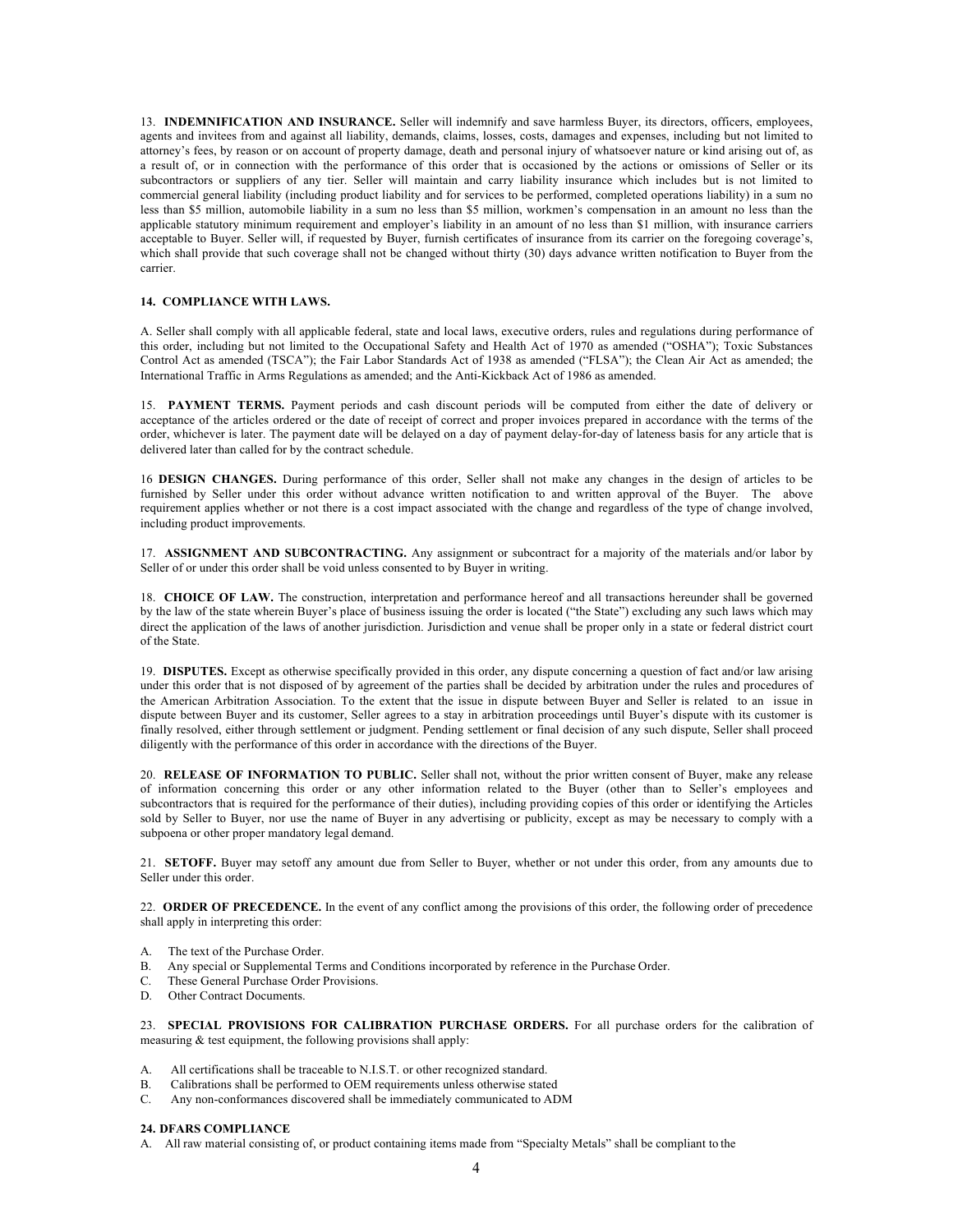13. **INDEMNIFICATION AND INSURANCE.** Seller will indemnify and save harmless Buyer, its directors, officers, employees, agents and invitees from and against all liability, demands, claims, losses, costs, damages and expenses, including but not limited to attorney's fees, by reason or on account of property damage, death and personal injury of whatsoever nature or kind arising out of, as a result of, or in connection with the performance of this order that is occasioned by the actions or omissions of Seller or its subcontractors or suppliers of any tier. Seller will maintain and carry liability insurance which includes but is not limited to commercial general liability (including product liability and for services to be performed, completed operations liability) in a sum no less than $5 million, automobile liability in a sum no less than $5 million, workmen's compensation in an amount no less than the applicable statutory minimum requirement and employer's liability in an amount of no less than $1 million, with insurance carriers acceptable to Buyer. Seller will, if requested by Buyer, furnish certificates of insurance from its carrier on the foregoing coverage's, which shall provide that such coverage shall not be changed without thirty (30) days advance written notification to Buyer from the carrier.

**14. COMPLIANCE WITH LAWS.**

A. Seller shall comply with all applicable federal, state and local laws, executive orders, rules and regulations during performance of this order, including but not limited to the Occupational Safety and Health Act of 1970 as amended ("OSHA"); Toxic Substances Control Act as amended (TSCA"); the Fair Labor Standards Act of 1938 as amended ("FLSA"); the Clean Air Act as amended; the International Traffic in Arms Regulations as amended; and the Anti-Kickback Act of 1986 as amended.

15. **PAYMENT TERMS.** Payment periods and cash discount periods will be computed from either the date of delivery or acceptance of the articles ordered or the date of receipt of correct and proper invoices prepared in accordance with the terms of the order, whichever is later. The payment date will be delayed on a day of payment delay-for-day of lateness basis for any article that is delivered later than called for by the contract schedule.

16 **DESIGN CHANGES.** During performance of this order, Seller shall not make any changes in the design of articles to be furnished by Seller under this order without advance written notification to and written approval of the Buyer. The above requirement applies whether or not there is a cost impact associated with the change and regardless of the type of change involved, including product improvements.

17. **ASSIGNMENT AND SUBCONTRACTING.** Any assignment or subcontract for a majority of the materials and/or labor by Seller of or under this order shall be void unless consented to by Buyer in writing.

18. **CHOICE OF LAW.** The construction, interpretation and performance hereof and all transactions hereunder shall be governed by the law of the state wherein Buyer's place of business issuing the order is located ("the State") excluding any such laws which may direct the application of the laws of another jurisdiction. Jurisdiction and venue shall be proper only in a state or federal district court of the State.

19. **DISPUTES.** Except as otherwise specifically provided in this order, any dispute concerning a question of fact and/or law arising under this order that is not disposed of by agreement of the parties shall be decided by arbitration under the rules and procedures of the American Arbitration Association. To the extent that the issue in dispute between Buyer and Seller is related to an issue in dispute between Buyer and its customer, Seller agrees to a stay in arbitration proceedings until Buyer's dispute with its customer is finally resolved, either through settlement or judgment. Pending settlement or final decision of any such dispute, Seller shall proceed diligently with the performance of this order in accordance with the directions of the Buyer.

20. **RELEASE OF INFORMATION TO PUBLIC.** Seller shall not, without the prior written consent of Buyer, make any release of information concerning this order or any other information related to the Buyer (other than to Seller's employees and subcontractors that is required for the performance of their duties), including providing copies of this order or identifying the Articles sold by Seller to Buyer, nor use the name of Buyer in any advertising or publicity, except as may be necessary to comply with a subpoena or other proper mandatory legal demand.

21. **SETOFF.** Buyer may setoff any amount due from Seller to Buyer, whether or not under this order, from any amounts due to Seller under this order.

22. **ORDER OF PRECEDENCE.** In the event of any conflict among the provisions of this order, the following order of precedence shall apply in interpreting this order:

A. The text of the Purchase Order.
B. Any special or Supplemental Terms and Conditions incorporated by reference in the Purchase Order.
C. These General Purchase Order Provisions.
D. Other Contract Documents.

23. **SPECIAL PROVISIONS FOR CALIBRATION PURCHASE ORDERS.** For all purchase orders for the calibration of measuring & test equipment, the following provisions shall apply:

A. All certifications shall be traceable to N.I.S.T. or other recognized standard.
B. Calibrations shall be performed to OEM requirements unless otherwise stated
C. Any non-conformances discovered shall be immediately communicated to ADM

**24. DFARS COMPLIANCE**

A. All raw material consisting of, or product containing items made from "Specialty Metals" shall be compliant to the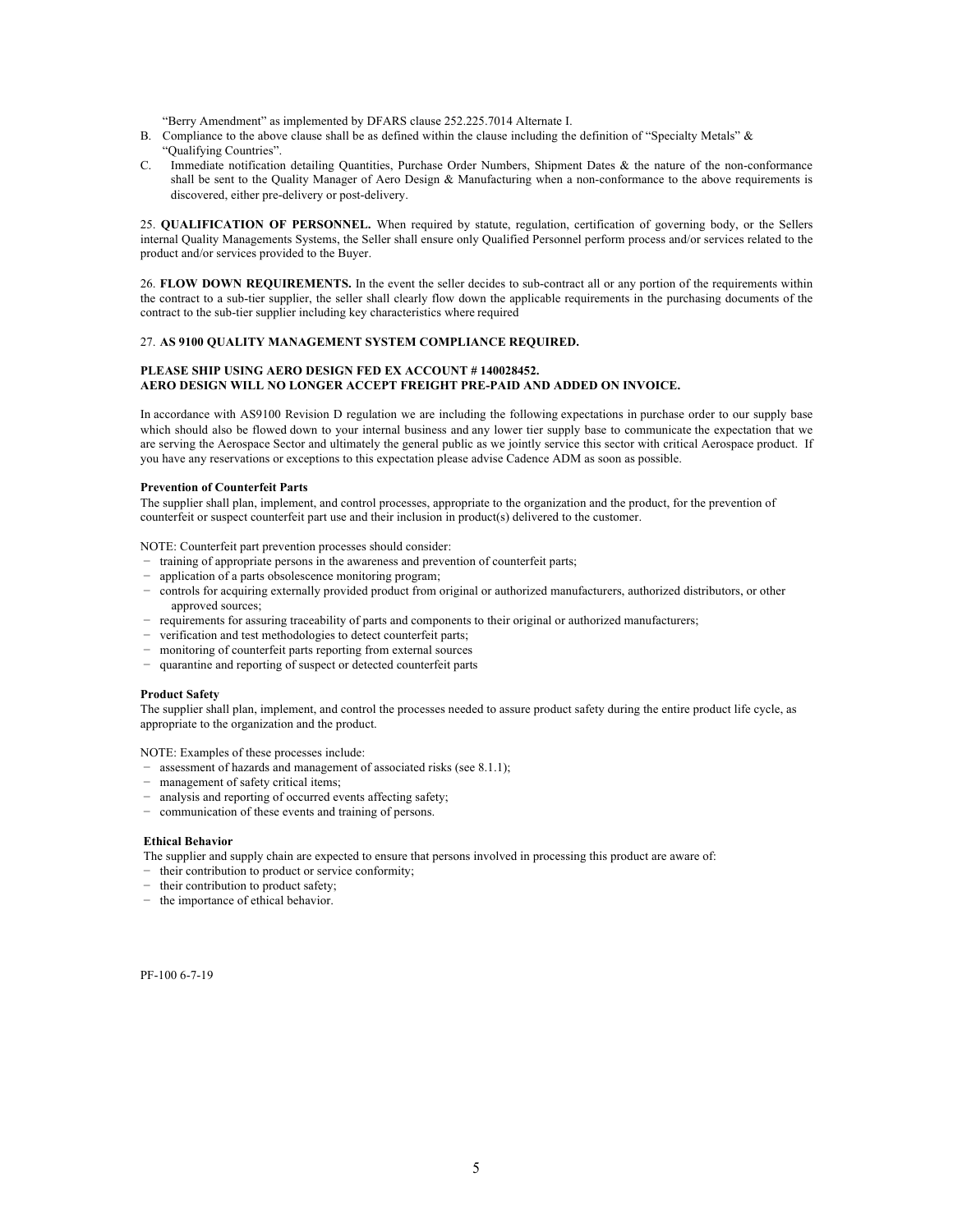"Berry Amendment" as implemented by DFARS clause 252.225.7014 Alternate I.

B. Compliance to the above clause shall be as defined within the clause including the definition of "Specialty Metals" & "Qualifying Countries".

C. Immediate notification detailing Quantities, Purchase Order Numbers, Shipment Dates & the nature of the non-conformance shall be sent to the Quality Manager of Aero Design & Manufacturing when a non-conformance to the above requirements is discovered, either pre-delivery or post-delivery.

25. **QUALIFICATION OF PERSONNEL.** When required by statute, regulation, certification of governing body, or the Sellers internal Quality Managements Systems, the Seller shall ensure only Qualified Personnel perform process and/or services related to the product and/or services provided to the Buyer.

26. **FLOW DOWN REQUIREMENTS.** In the event the seller decides to sub-contract all or any portion of the requirements within the contract to a sub-tier supplier, the seller shall clearly flow down the applicable requirements in the purchasing documents of the contract to the sub-tier supplier including key characteristics where required

27. **AS 9100 QUALITY MANAGEMENT SYSTEM COMPLIANCE REQUIRED.**

**PLEASE SHIP USING AERO DESIGN FED EX ACCOUNT # 140028452.**
**AERO DESIGN WILL NO LONGER ACCEPT FREIGHT PRE-PAID AND ADDED ON INVOICE.**

In accordance with AS9100 Revision D regulation we are including the following expectations in purchase order to our supply base which should also be flowed down to your internal business and any lower tier supply base to communicate the expectation that we are serving the Aerospace Sector and ultimately the general public as we jointly service this sector with critical Aerospace product. If you have any reservations or exceptions to this expectation please advise Cadence ADM as soon as possible.

**Prevention of Counterfeit Parts**

The supplier shall plan, implement, and control processes, appropriate to the organization and the product, for the prevention of counterfeit or suspect counterfeit part use and their inclusion in product(s) delivered to the customer.

NOTE: Counterfeit part prevention processes should consider:

- training of appropriate persons in the awareness and prevention of counterfeit parts;
- application of a parts obsolescence monitoring program;
- controls for acquiring externally provided product from original or authorized manufacturers, authorized distributors, or other approved sources;
- requirements for assuring traceability of parts and components to their original or authorized manufacturers;
- verification and test methodologies to detect counterfeit parts;
- monitoring of counterfeit parts reporting from external sources
- quarantine and reporting of suspect or detected counterfeit parts

**Product Safety**

The supplier shall plan, implement, and control the processes needed to assure product safety during the entire product life cycle, as appropriate to the organization and the product.

NOTE: Examples of these processes include:

- assessment of hazards and management of associated risks (see 8.1.1);
- management of safety critical items;
- analysis and reporting of occurred events affecting safety;
- communication of these events and training of persons.

**Ethical Behavior**

The supplier and supply chain are expected to ensure that persons involved in processing this product are aware of:

- their contribution to product or service conformity;
- their contribution to product safety;
- the importance of ethical behavior.

PF-100 6-7-19